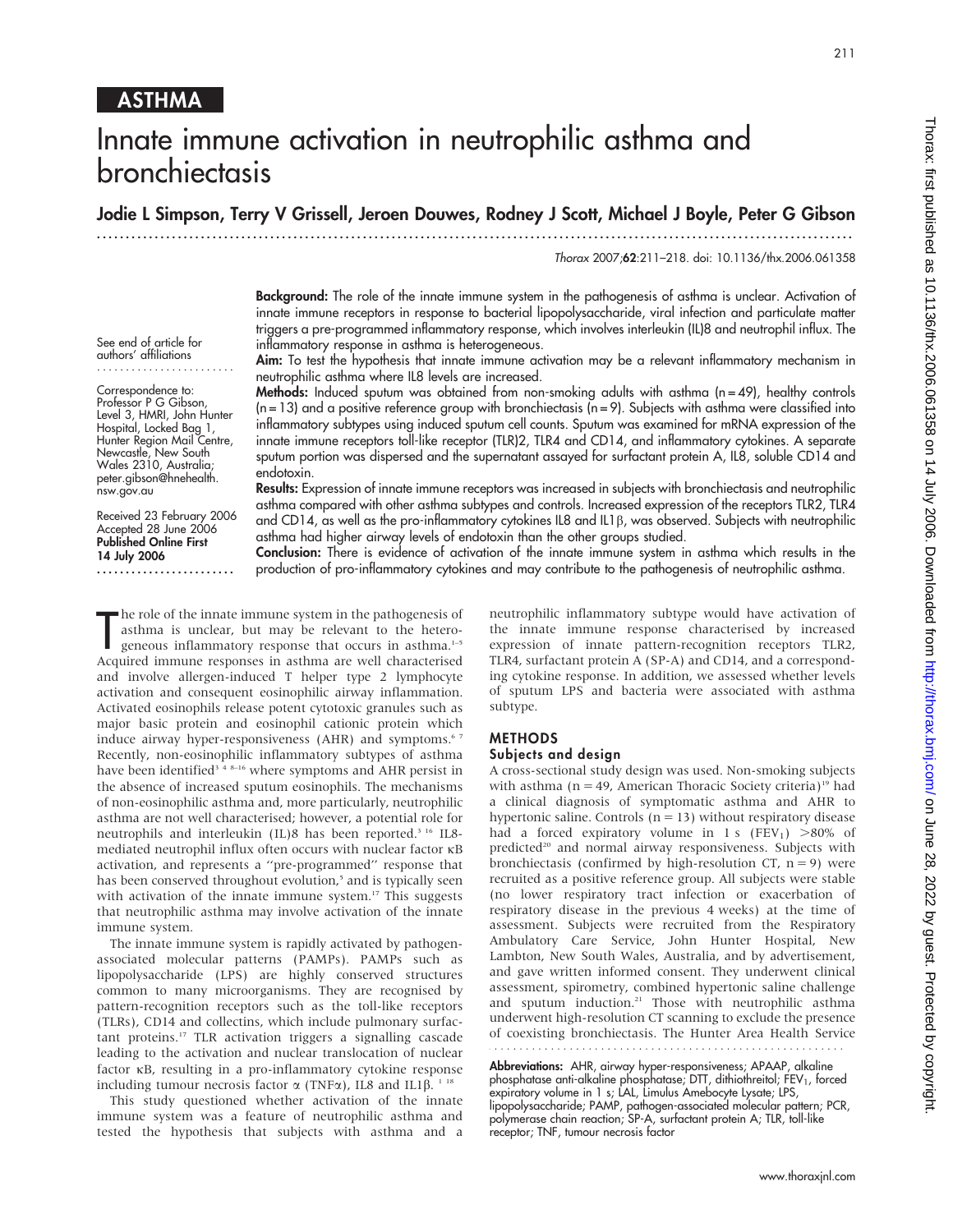## ASTHMA

# Innate immune activation in neutrophilic asthma and bronchiectasis

**Jodie L Simpson, Terry V Grissell, Jeroen Douwes, Rodney J Scott, Michael J Boyle, Peter G Gibson**

*Thorax* 2007;**62**:211–218. doi: 10.1136/thx.2006.061358

See end of article for authors' affiliations

Correspondence to: Professor P G Gibson, Level 3, HMRI, John Hunter Hospital, Locked Bag 1, Hunter Region Mail Centre, Newcastle, New South Wales 2310, Australia; peter.gibson@hnehealth.nsw.gov.au

Received 23 February 2006
Accepted 28 June 2006
**Published Online First 14 July 2006**

**Background:** The role of the innate immune system in the pathogenesis of asthma is unclear. Activation of innate immune receptors in response to bacterial lipopolysaccharide, viral infection and particulate matter triggers a pre-programmed inflammatory response, which involves interleukin (IL)8 and neutrophil influx. The inflammatory response in asthma is heterogeneous.

**Aim:** To test the hypothesis that innate immune activation may be a relevant inflammatory mechanism in neutrophilic asthma where IL8 levels are increased.

**Methods:** Induced sputum was obtained from non-smoking adults with asthma (n = 49), healthy controls (n = 13) and a positive reference group with bronchiectasis (n = 9). Subjects with asthma were classified into inflammatory subtypes using induced sputum cell counts. Sputum was examined for mRNA expression of the innate immune receptors toll-like receptor (TLR)2, TLR4 and CD14, and inflammatory cytokines. A separate sputum portion was dispersed and the supernatant assayed for surfactant protein A, IL8, soluble CD14 and endotoxin.

**Results:** Expression of innate immune receptors was increased in subjects with bronchiectasis and neutrophilic asthma compared with other asthma subtypes and controls. Increased expression of the receptors TLR2, TLR4 and CD14, as well as the pro-inflammatory cytokines IL8 and IL1β, was observed. Subjects with neutrophilic asthma had higher airway levels of endotoxin than the other groups studied.

**Conclusion:** There is evidence of activation of the innate immune system in asthma which results in the production of pro-inflammatory cytokines and may contribute to the pathogenesis of neutrophilic asthma.

The role of the innate immune system in the pathogenesis of asthma is unclear, but may be relevant to the heterogeneous inflammatory response that occurs in asthma.[1–5] Acquired immune responses in asthma are well characterised and involve allergen-induced T helper type 2 lymphocyte activation and consequent eosinophilic airway inflammation. Activated eosinophils release potent cytotoxic granules such as major basic protein and eosinophil cationic protein which induce airway hyper-responsiveness (AHR) and symptoms.[6 7] Recently, non-eosinophilic inflammatory subtypes of asthma have been identified[3 4 8–16] where symptoms and AHR persist in the absence of increased sputum eosinophils. The mechanisms of non-eosinophilic asthma and, more particularly, neutrophilic asthma are not well characterised; however, a potential role for neutrophils and interleukin (IL)8 has been reported.[3 16] IL8-mediated neutrophil influx often occurs with nuclear factor κB activation, and represents a "pre-programmed" response that has been conserved throughout evolution,[5] and is typically seen with activation of the innate immune system.[17] This suggests that neutrophilic asthma may involve activation of the innate immune system.

The innate immune system is rapidly activated by pathogen-associated molecular patterns (PAMPs). PAMPs such as lipopolysaccharide (LPS) are highly conserved structures common to many microorganisms. They are recognised by pattern-recognition receptors such as the toll-like receptors (TLRs), CD14 and collectins, which include pulmonary surfactant proteins.[17] TLR activation triggers a signalling cascade leading to the activation and nuclear translocation of nuclear factor κB, resulting in a pro-inflammatory cytokine response including tumour necrosis factor α (TNFα), IL8 and IL1β.[1 18]

This study questioned whether activation of the innate immune system was a feature of neutrophilic asthma and tested the hypothesis that subjects with asthma and a neutrophilic inflammatory subtype would have activation of the innate immune response characterised by increased expression of innate pattern-recognition receptors TLR2, TLR4, surfactant protein A (SP-A) and CD14, and a corresponding cytokine response. In addition, we assessed whether levels of sputum LPS and bacteria were associated with asthma subtype.

## METHODS

### Subjects and design

A cross-sectional study design was used. Non-smoking subjects with asthma (n = 49, American Thoracic Society criteria)[19] had a clinical diagnosis of symptomatic asthma and AHR to hypertonic saline. Controls (n = 13) without respiratory disease had a forced expiratory volume in 1 s ($FEV_1$) >80% of predicted[20] and normal airway responsiveness. Subjects with bronchiectasis (confirmed by high-resolution CT, n = 9) were recruited as a positive reference group. All subjects were stable (no lower respiratory tract infection or exacerbation of respiratory disease in the previous 4 weeks) at the time of assessment. Subjects were recruited from the Respiratory Ambulatory Care Service, John Hunter Hospital, New Lambton, New South Wales, Australia, and by advertisement, and gave written informed consent. They underwent clinical assessment, spirometry, combined hypertonic saline challenge and sputum induction.[21] Those with neutrophilic asthma underwent high-resolution CT scanning to exclude the presence of coexisting bronchiectasis. The Hunter Area Health Service

**Abbreviations:** AHR, airway hyper-responsiveness; APAAP, alkaline phosphatase anti-alkaline phosphatase; DTT, dithiothreitol; $FEV_1$, forced expiratory volume in 1 s; LAL, Limulus Amebocyte Lysate; LPS, lipopolysaccharide; PAMP, pathogen-associated molecular pattern; PCR, polymerase chain reaction; SP-A, surfactant protein A; TLR, toll-like receptor; TNF, tumour necrosis factor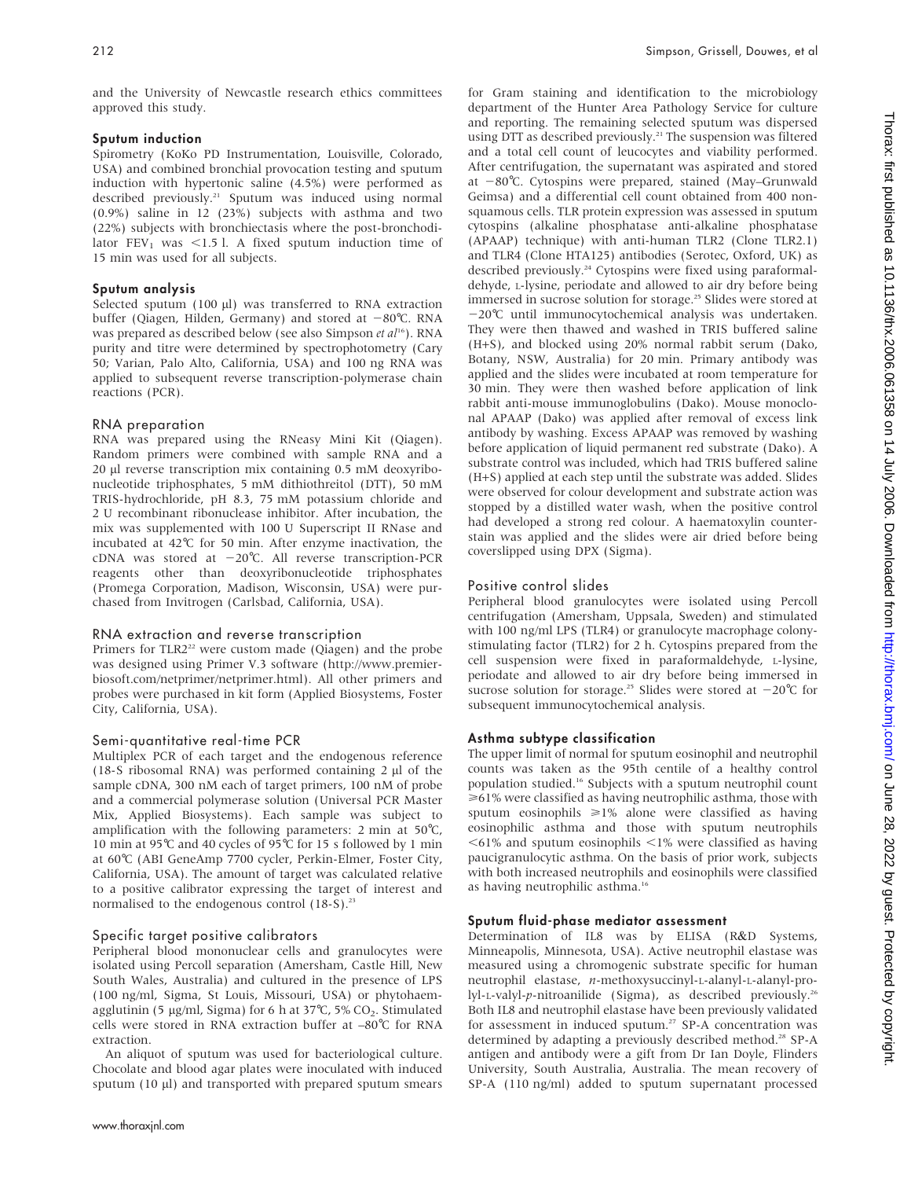and the University of Newcastle research ethics committees approved this study.

### Sputum induction

Spirometry (KoKo PD Instrumentation, Louisville, Colorado, USA) and combined bronchial provocation testing and sputum induction with hypertonic saline (4.5%) were performed as described previously.[21] Sputum was induced using normal (0.9%) saline in 12 (23%) subjects with asthma and two (22%) subjects with bronchiectasis where the post-bronchodilator $FEV_1$ was <1.5 l. A fixed sputum induction time of 15 min was used for all subjects.

### Sputum analysis

Selected sputum (100 µl) was transferred to RNA extraction buffer (Qiagen, Hilden, Germany) and stored at −80°C. RNA was prepared as described below (see also Simpson *et al*[16]). RNA purity and titre were determined by spectrophotometry (Cary 50; Varian, Palo Alto, California, USA) and 100 ng RNA was applied to subsequent reverse transcription-polymerase chain reactions (PCR).

### RNA preparation

RNA was prepared using the RNeasy Mini Kit (Qiagen). Random primers were combined with sample RNA and a 20 µl reverse transcription mix containing 0.5 mM deoxyribonucleotide triphosphates, 5 mM dithiothreitol (DTT), 50 mM TRIS-hydrochloride, pH 8.3, 75 mM potassium chloride and 2 U recombinant ribonuclease inhibitor. After incubation, the mix was supplemented with 100 U Superscript II RNase and incubated at 42°C for 50 min. After enzyme inactivation, the cDNA was stored at −20°C. All reverse transcription-PCR reagents other than deoxyribonucleotide triphosphates (Promega Corporation, Madison, Wisconsin, USA) were purchased from Invitrogen (Carlsbad, California, USA).

### RNA extraction and reverse transcription

Primers for TLR2[22] were custom made (Qiagen) and the probe was designed using Primer V.3 software (http://www.premierbiosoft.com/netprimer/netprimer.html). All other primers and probes were purchased in kit form (Applied Biosystems, Foster City, California, USA).

### Semi-quantitative real-time PCR

Multiplex PCR of each target and the endogenous reference (18-S ribosomal RNA) was performed containing 2 µl of the sample cDNA, 300 nM each of target primers, 100 nM of probe and a commercial polymerase solution (Universal PCR Master Mix, Applied Biosystems). Each sample was subject to amplification with the following parameters: 2 min at 50°C, 10 min at 95°C and 40 cycles of 95°C for 15 s followed by 1 min at 60°C (ABI GeneAmp 7700 cycler, Perkin-Elmer, Foster City, California, USA). The amount of target was calculated relative to a positive calibrator expressing the target of interest and normalised to the endogenous control (18-S).[23]

### Specific target positive calibrators

Peripheral blood mononuclear cells and granulocytes were isolated using Percoll separation (Amersham, Castle Hill, New South Wales, Australia) and cultured in the presence of LPS (100 ng/ml, Sigma, St Louis, Missouri, USA) or phytohaemagglutinin (5 µg/ml, Sigma) for 6 h at 37°C, 5% $CO_2$. Stimulated cells were stored in RNA extraction buffer at −80°C for RNA extraction.

An aliquot of sputum was used for bacteriological culture. Chocolate and blood agar plates were inoculated with induced sputum (10 µl) and transported with prepared sputum smears for Gram staining and identification to the microbiology department of the Hunter Area Pathology Service for culture and reporting. The remaining selected sputum was dispersed using DTT as described previously.[21] The suspension was filtered and a total cell count of leucocytes and viability performed. After centrifugation, the supernatant was aspirated and stored at −80°C. Cytospins were prepared, stained (May–Grunwald Geimsa) and a differential cell count obtained from 400 non-squamous cells. TLR protein expression was assessed in sputum cytospins (alkaline phosphatase anti-alkaline phosphatase (APAAP) technique) with anti-human TLR2 (Clone TLR2.1) and TLR4 (Clone HTA125) antibodies (Serotec, Oxford, UK) as described previously.[24] Cytospins were fixed using paraformaldehyde, L-lysine, periodate and allowed to air dry before being immersed in sucrose solution for storage.[25] Slides were stored at −20°C until immunocytochemical analysis was undertaken. They were then thawed and washed in TRIS buffered saline (H+S), and blocked using 20% normal rabbit serum (Dako, Botany, NSW, Australia) for 20 min. Primary antibody was applied and the slides were incubated at room temperature for 30 min. They were then washed before application of link rabbit anti-mouse immunoglobulins (Dako). Mouse monoclonal APAAP (Dako) was applied after removal of excess link antibody by washing. Excess APAAP was removed by washing before application of liquid permanent red substrate (Dako). A substrate control was included, which had TRIS buffered saline (H+S) applied at each step until the substrate was added. Slides were observed for colour development and substrate action was stopped by a distilled water wash, when the positive control had developed a strong red colour. A haematoxylin counterstain was applied and the slides were air dried before being coverslipped using DPX (Sigma).

### Positive control slides

Peripheral blood granulocytes were isolated using Percoll centrifugation (Amersham, Uppsala, Sweden) and stimulated with 100 ng/ml LPS (TLR4) or granulocyte macrophage colony-stimulating factor (TLR2) for 2 h. Cytospins prepared from the cell suspension were fixed in paraformaldehyde, L-lysine, periodate and allowed to air dry before being immersed in sucrose solution for storage.[25] Slides were stored at −20°C for subsequent immunocytochemical analysis.

### Asthma subtype classification

The upper limit of normal for sputum eosinophil and neutrophil counts was taken as the 95th centile of a healthy control population studied.[16] Subjects with a sputum neutrophil count ⩾61% were classified as having neutrophilic asthma, those with sputum eosinophils ⩾1% alone were classified as having eosinophilic asthma and those with sputum neutrophils <61% and sputum eosinophils <1% were classified as having paucigranulocytic asthma. On the basis of prior work, subjects with both increased neutrophils and eosinophils were classified as having neutrophilic asthma.[16]

### Sputum fluid-phase mediator assessment

Determination of IL8 was by ELISA (R&D Systems, Minneapolis, Minnesota, USA). Active neutrophil elastase was measured using a chromogenic substrate specific for human neutrophil elastase, *n*-methoxysuccinyl-L-alanyl-L-alanyl-prolyl-L-valyl-*p*-nitroanilide (Sigma), as described previously.[26] Both IL8 and neutrophil elastase have been previously validated for assessment in induced sputum.[27] SP-A concentration was determined by adapting a previously described method.[28] SP-A antigen and antibody were a gift from Dr Ian Doyle, Flinders University, South Australia, Australia. The mean recovery of SP-A (110 ng/ml) added to sputum supernatant processed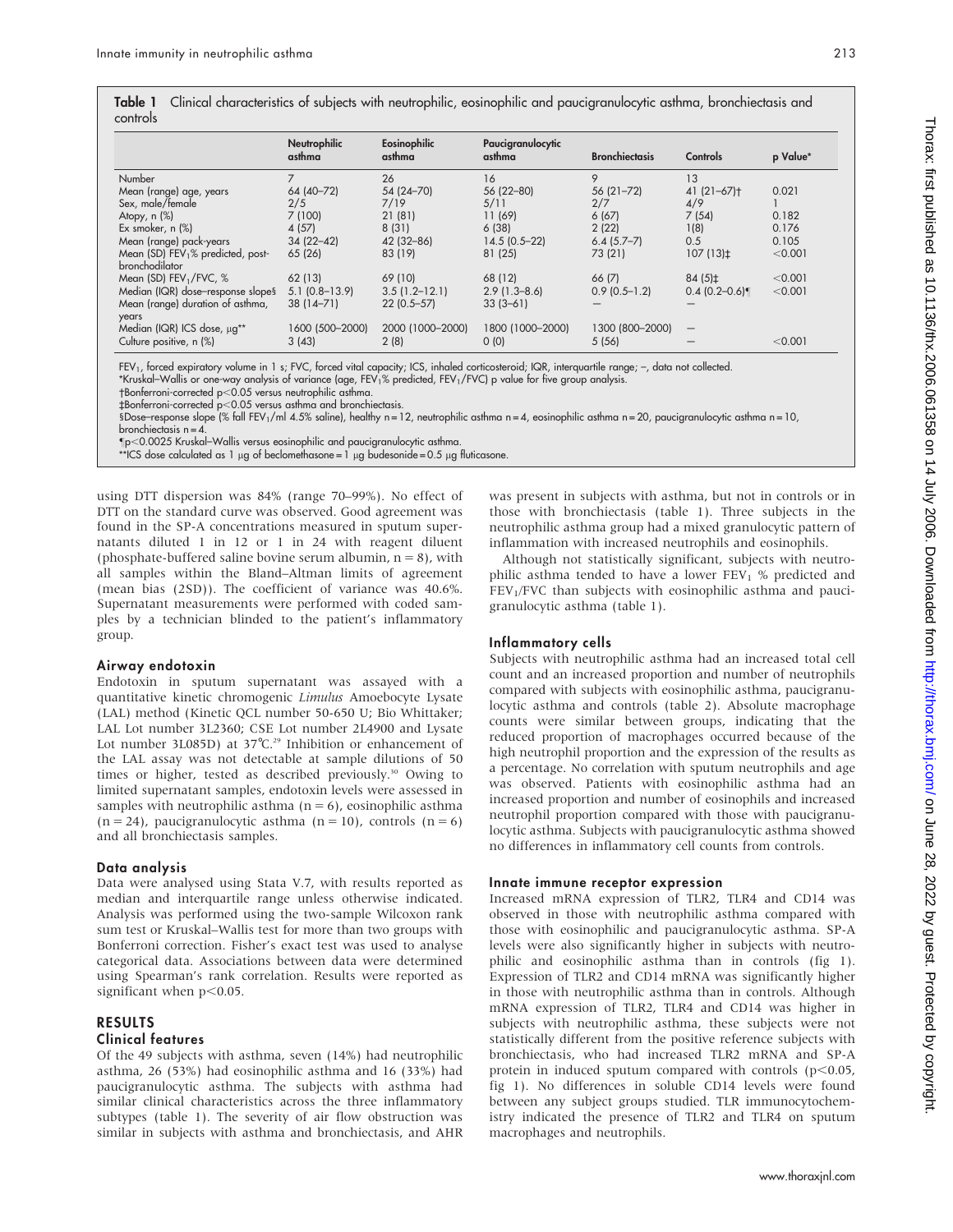**Table 1** Clinical characteristics of subjects with neutrophilic, eosinophilic and paucigranulocytic asthma, bronchiectasis and controls

| | Neutrophilic asthma | Eosinophilic asthma | Paucigranulocytic asthma | Bronchiectasis | Controls | p Value* |
|---|---|---|---|---|---|---|
| Number | 7 | 26 | 16 | 9 | 13 | |
| Mean (range) age, years | 64 (40–72) | 54 (24–70) | 56 (22–80) | 56 (21–72) | 41 (21–67)† | 0.021 |
| Sex, male/female | 2/5 | 7/19 | 5/11 | 2/7 | 4/9 | 1 |
| Atopy, n (%) | 7 (100) | 21 (81) | 11 (69) | 6 (67) | 7 (54) | 0.182 |
| Ex smoker, n (%) | 4 (57) | 8 (31) | 6 (38) | 2 (22) | 1(8) | 0.176 |
| Mean (range) pack-years | 34 (22–42) | 42 (32–86) | 14.5 (0.5–22) | 6.4 (5.7–7) | 0.5 | 0.105 |
| Mean (SD) $FEV_1$% predicted, post-bronchodilator | 65 (26) | 83 (19) | 81 (25) | 73 (21) | 107 (13)‡ | <0.001 |
| Mean (SD) $FEV_1$/FVC, % | 62 (13) | 69 (10) | 68 (12) | 66 (7) | 84 (5)‡ | <0.001 |
| Median (IQR) dose–response slope§ | 5.1 (0.8–13.9) | 3.5 (1.2–12.1) | 2.9 (1.3–8.6) | 0.9 (0.5–1.2) | 0.4 (0.2–0.6)¶ | <0.001 |
| Mean (range) duration of asthma, years | 38 (14–71) | 22 (0.5–57) | 33 (3–61) | – | – | |
| Median (IQR) ICS dose, μg** | 1600 (500–2000) | 2000 (1000–2000) | 1800 (1000–2000) | 1300 (800–2000) | – | |
| Culture positive, n (%) | 3 (43) | 2 (8) | 0 (0) | 5 (56) | – | <0.001 |

$FEV_1$, forced expiratory volume in 1 s; FVC, forced vital capacity; ICS, inhaled corticosteroid; IQR, interquartile range; –, data not collected.
*Kruskal–Wallis or one-way analysis of variance (age, $FEV_1$% predicted, $FEV_1$/FVC) p value for five group analysis.
†Bonferroni-corrected $p<0.05$ versus neutrophilic asthma.
‡Bonferroni-corrected $p<0.05$ versus asthma and bronchiectasis.
§Dose–response slope (% fall $FEV_1$/ml 4.5% saline), healthy n = 12, neutrophilic asthma n = 4, eosinophilic asthma n = 20, paucigranulocytic asthma n = 10, bronchiectasis n = 4.
¶$p<0.0025$ Kruskal–Wallis versus eosinophilic and paucigranulocytic asthma.
**ICS dose calculated as 1 μg of beclomethasone = 1 μg budesonide = 0.5 μg fluticasone.

using DTT dispersion was 84% (range 70–99%). No effect of DTT on the standard curve was observed. Good agreement was found in the SP-A concentrations measured in sputum supernatants diluted 1 in 12 or 1 in 24 with reagent diluent (phosphate-buffered saline bovine serum albumin, n = 8), with all samples within the Bland–Altman limits of agreement (mean bias (2SD)). The coefficient of variance was 40.6%. Supernatant measurements were performed with coded samples by a technician blinded to the patient's inflammatory group.

### Airway endotoxin

Endotoxin in sputum supernatant was assayed with a quantitative kinetic chromogenic *Limulus* Amoebocyte Lysate (LAL) method (Kinetic QCL number 50-650 U; Bio Whittaker; LAL Lot number 3L2360; CSE Lot number 2L4900 and Lysate Lot number 3L085D) at 37°C.[29] Inhibition or enhancement of the LAL assay was not detectable at sample dilutions of 50 times or higher, tested as described previously.[30] Owing to limited supernatant samples, endotoxin levels were assessed in samples with neutrophilic asthma (n = 6), eosinophilic asthma (n = 24), paucigranulocytic asthma (n = 10), controls (n = 6) and all bronchiectasis samples.

### Data analysis

Data were analysed using Stata V.7, with results reported as median and interquartile range unless otherwise indicated. Analysis was performed using the two-sample Wilcoxon rank sum test or Kruskal–Wallis test for more than two groups with Bonferroni correction. Fisher's exact test was used to analyse categorical data. Associations between data were determined using Spearman's rank correlation. Results were reported as significant when $p<0.05$.

## RESULTS

### Clinical features

Of the 49 subjects with asthma, seven (14%) had neutrophilic asthma, 26 (53%) had eosinophilic asthma and 16 (33%) had paucigranulocytic asthma. The subjects with asthma had similar clinical characteristics across the three inflammatory subtypes (table 1). The severity of air flow obstruction was similar in subjects with asthma and bronchiectasis, and AHR was present in subjects with asthma, but not in controls or in those with bronchiectasis (table 1). Three subjects in the neutrophilic asthma group had a mixed granulocytic pattern of inflammation with increased neutrophils and eosinophils.

Although not statistically significant, subjects with neutrophilic asthma tended to have a lower $FEV_1$ % predicted and $FEV_1$/FVC than subjects with eosinophilic asthma and paucigranulocytic asthma (table 1).

### Inflammatory cells

Subjects with neutrophilic asthma had an increased total cell count and an increased proportion and number of neutrophils compared with subjects with eosinophilic asthma, paucigranulocytic asthma and controls (table 2). Absolute macrophage counts were similar between groups, indicating that the reduced proportion of macrophages occurred because of the high neutrophil proportion and the expression of the results as a percentage. No correlation with sputum neutrophils and age was observed. Patients with eosinophilic asthma had an increased proportion and number of eosinophils and increased neutrophil proportion compared with those with paucigranulocytic asthma. Subjects with paucigranulocytic asthma showed no differences in inflammatory cell counts from controls.

### Innate immune receptor expression

Increased mRNA expression of TLR2, TLR4 and CD14 was observed in those with neutrophilic asthma compared with those with eosinophilic and paucigranulocytic asthma. SP-A levels were also significantly higher in subjects with neutrophilic and eosinophilic asthma than in controls (fig 1). Expression of TLR2 and CD14 mRNA was significantly higher in those with neutrophilic asthma than in controls. Although mRNA expression of TLR2, TLR4 and CD14 was higher in subjects with neutrophilic asthma, these subjects were not statistically different from the positive reference subjects with bronchiectasis, who had increased TLR2 mRNA and SP-A protein in induced sputum compared with controls ($p<0.05$, fig 1). No differences in soluble CD14 levels were found between any subject groups studied. TLR immunocytochemistry indicated the presence of TLR2 and TLR4 on sputum macrophages and neutrophils.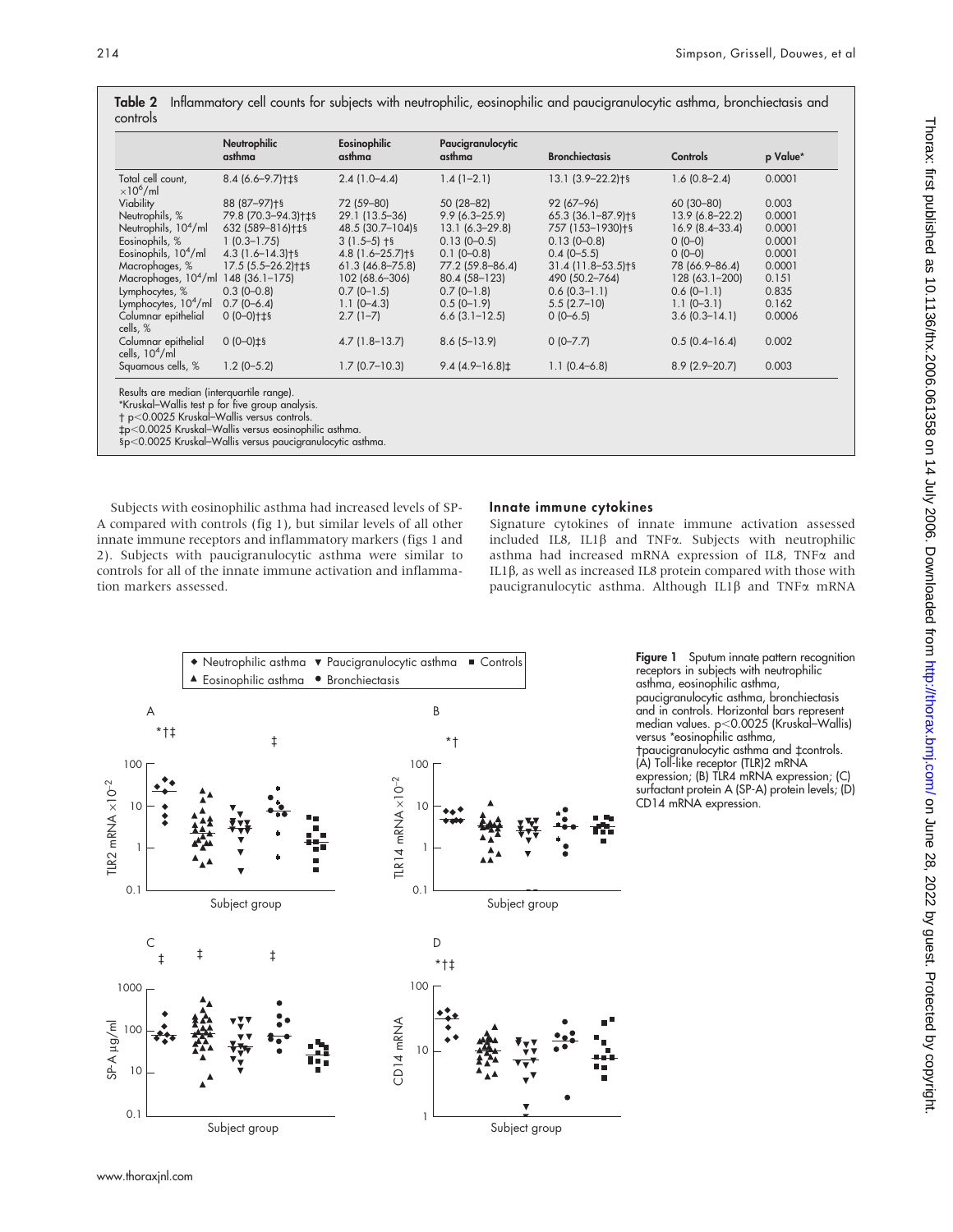**Table 2** Inflammatory cell counts for subjects with neutrophilic, eosinophilic and paucigranulocytic asthma, bronchiectasis and controls

| | Neutrophilic asthma | Eosinophilic asthma | Paucigranulocytic asthma | Bronchiectasis | Controls | p Value* |
|---|---|---|---|---|---|---|
| Total cell count, $\times10^6$/ml | 8.4 (6.6–9.7)†‡§ | 2.4 (1.0–4.4) | 1.4 (1–2.1) | 13.1 (3.9–22.2)†§ | 1.6 (0.8–2.4) | 0.0001 |
| Viability | 88 (87–97)†§ | 72 (59–80) | 50 (28–82) | 92 (67–96) | 60 (30–80) | 0.003 |
| Neutrophils, % | 79.8 (70.3–94.3)†‡§ | 29.1 (13.5–36) | 9.9 (6.3–25.9) | 65.3 (36.1–87.9)†§ | 13.9 (6.8–22.2) | 0.0001 |
| Neutrophils, $10^4$/ml | 632 (589–816)†‡§ | 48.5 (30.7–104)§ | 13.1 (6.3–29.8) | 757 (153–1930)†§ | 16.9 (8.4–33.4) | 0.0001 |
| Eosinophils, % | 1 (0.3–1.75) | 3 (1.5–5) †§ | 0.13 (0–0.5) | 0.13 (0–0.8) | 0 (0–0) | 0.0001 |
| Eosinophils, $10^4$/ml | 4.3 (1.6–14.3)†§ | 4.8 (1.6–25.7)†§ | 0.1 (0–0.8) | 0.4 (0–5.5) | 0 (0–0) | 0.0001 |
| Macrophages, % | 17.5 (5.5–26.2)†‡§ | 61.3 (46.8–75.8) | 77.2 (59.8–86.4) | 31.4 (11.8–53.5)†§ | 78 (66.9–86.4) | 0.0001 |
| Macrophages, $10^4$/ml | 148 (36.1–175) | 102 (68.6–306) | 80.4 (58–123) | 490 (50.2–764) | 128 (63.1–200) | 0.151 |
| Lymphocytes, % | 0.3 (0–0.8) | 0.7 (0–1.5) | 0.7 (0–1.8) | 0.6 (0.3–1.1) | 0.6 (0–1.1) | 0.835 |
| Lymphocytes, $10^4$/ml | 0.7 (0–6.4) | 1.1 (0–4.3) | 0.5 (0–1.9) | 5.5 (2.7–10) | 1.1 (0–3.1) | 0.162 |
| Columnar epithelial cells, % | 0 (0–0)†‡§ | 2.7 (1–7) | 6.6 (3.1–12.5) | 0 (0–6.5) | 3.6 (0.3–14.1) | 0.0006 |
| Columnar epithelial cells, $10^4$/ml | 0 (0–0)‡§ | 4.7 (1.8–13.7) | 8.6 (5–13.9) | 0 (0–7.7) | 0.5 (0.4–16.4) | 0.002 |
| Squamous cells, % | 1.2 (0–5.2) | 1.7 (0.7–10.3) | 9.4 (4.9–16.8)‡ | 1.1 (0.4–6.8) | 8.9 (2.9–20.7) | 0.003 |

Results are median (interquartile range).
*Kruskal–Wallis test p for five group analysis.
† p<0.0025 Kruskal–Wallis versus controls.
‡p<0.0025 Kruskal–Wallis versus eosinophilic asthma.
§p<0.0025 Kruskal–Wallis versus paucigranulocytic asthma.

Subjects with eosinophilic asthma had increased levels of SP-A compared with controls (fig 1), but similar levels of all other innate immune receptors and inflammatory markers (figs 1 and 2). Subjects with paucigranulocytic asthma were similar to controls for all of the innate immune activation and inflammation markers assessed.

### Innate immune cytokines

Signature cytokines of innate immune activation assessed included IL8, IL1β and TNFα. Subjects with neutrophilic asthma had increased mRNA expression of IL8, TNFα and IL1β, as well as increased IL8 protein compared with those with paucigranulocytic asthma. Although IL1β and TNFα mRNA

**Figure 1** Sputum innate pattern recognition receptors in subjects with neutrophilic asthma, eosinophilic asthma, paucigranulocytic asthma, bronchiectasis and in controls. Horizontal bars represent median values. p<0.0025 (Kruskal–Wallis) versus *eosinophilic asthma, †paucigranulocytic asthma and ‡controls. (A) Toll-like receptor (TLR)2 mRNA expression; (B) TLR4 mRNA expression; (C) surfactant protein A (SP-A) protein levels; (D) CD14 mRNA expression.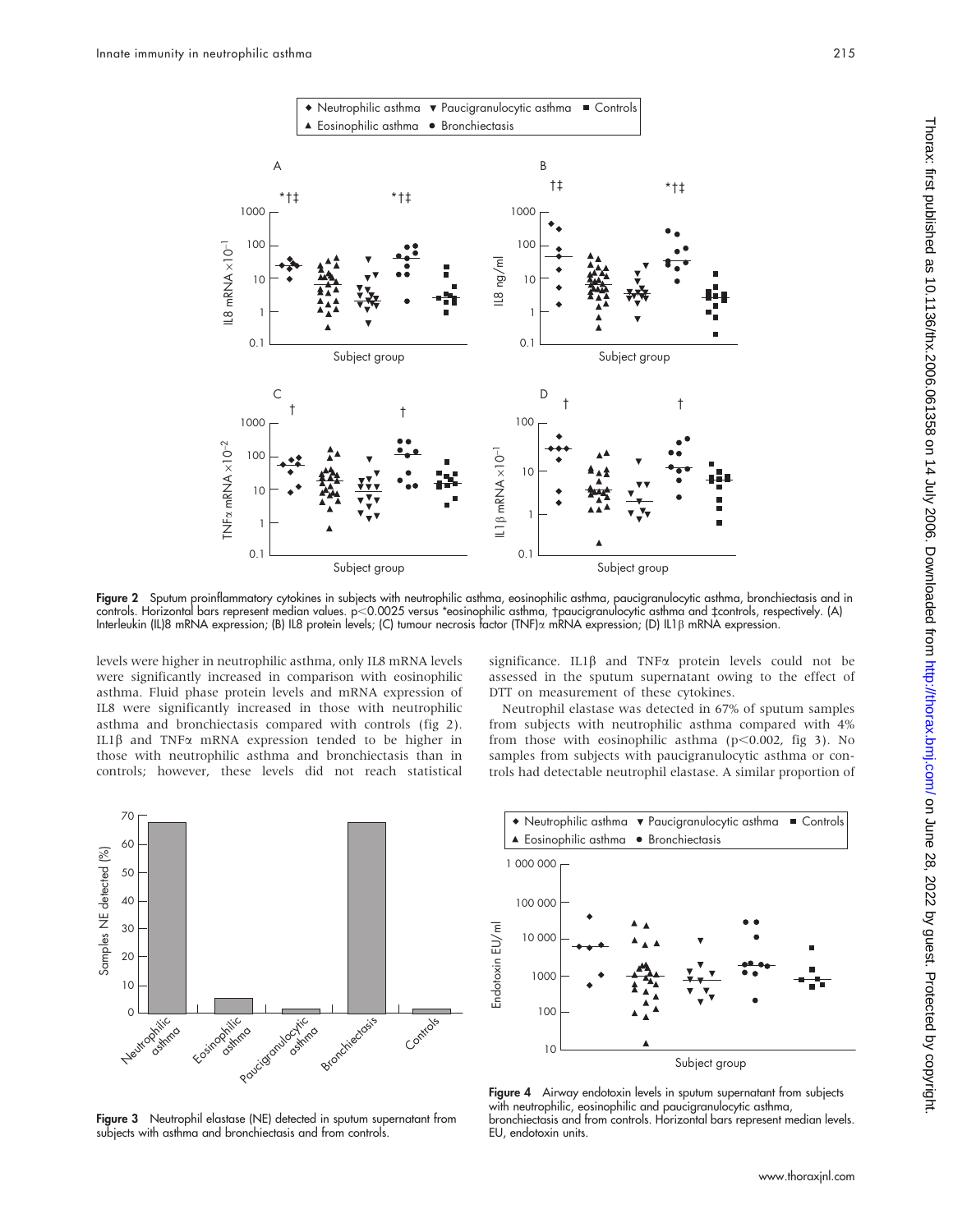**Figure 2** Sputum proinflammatory cytokines in subjects with neutrophilic asthma, eosinophilic asthma, paucigranulocytic asthma, bronchiectasis and in controls. Horizontal bars represent median values. $p<0.0025$ versus *eosinophilic asthma, †paucigranulocytic asthma and ‡controls, respectively. (A) Interleukin (IL)8 mRNA expression; (B) IL8 protein levels; (C) tumour necrosis factor (TNF)α mRNA expression; (D) IL1β mRNA expression.

levels were higher in neutrophilic asthma, only IL8 mRNA levels were significantly increased in comparison with eosinophilic asthma. Fluid phase protein levels and mRNA expression of IL8 were significantly increased in those with neutrophilic asthma and bronchiectasis compared with controls (fig 2). IL1β and TNFα mRNA expression tended to be higher in those with neutrophilic asthma and bronchiectasis than in controls; however, these levels did not reach statistical significance. IL1β and TNFα protein levels could not be assessed in the sputum supernatant owing to the effect of DTT on measurement of these cytokines.

Neutrophil elastase was detected in 67% of sputum samples from subjects with neutrophilic asthma compared with 4% from those with eosinophilic asthma ($p<0.002$, fig 3). No samples from subjects with paucigranulocytic asthma or controls had detectable neutrophil elastase. A similar proportion of

**Figure 3** Neutrophil elastase (NE) detected in sputum supernatant from subjects with asthma and bronchiectasis and from controls.

**Figure 4** Airway endotoxin levels in sputum supernatant from subjects with neutrophilic, eosinophilic and paucigranulocytic asthma, bronchiectasis and from controls. Horizontal bars represent median levels. EU, endotoxin units.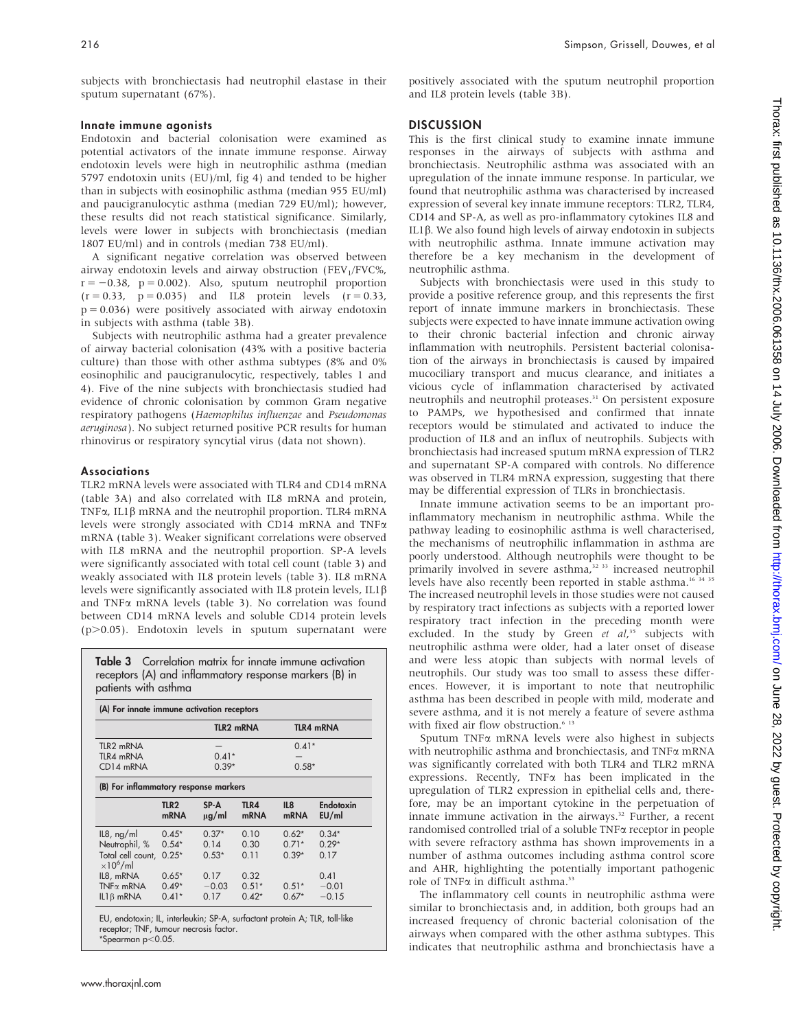subjects with bronchiectasis had neutrophil elastase in their sputum supernatant (67%).

### Innate immune agonists

Endotoxin and bacterial colonisation were examined as potential activators of the innate immune response. Airway endotoxin levels were high in neutrophilic asthma (median 5797 endotoxin units (EU)/ml, fig 4) and tended to be higher than in subjects with eosinophilic asthma (median 955 EU/ml) and paucigranulocytic asthma (median 729 EU/ml); however, these results did not reach statistical significance. Similarly, levels were lower in subjects with bronchiectasis (median 1807 EU/ml) and in controls (median 738 EU/ml).

A significant negative correlation was observed between airway endotoxin levels and airway obstruction ($FEV_1$/FVC%, $r = -0.38$, $p = 0.002$). Also, sputum neutrophil proportion ($r = 0.33$, $p = 0.035$) and IL8 protein levels ($r = 0.33$, $p = 0.036$) were positively associated with airway endotoxin in subjects with asthma (table 3B).

Subjects with neutrophilic asthma had a greater prevalence of airway bacterial colonisation (43% with a positive bacteria culture) than those with other asthma subtypes (8% and 0% eosinophilic and paucigranulocytic, respectively, tables 1 and 4). Five of the nine subjects with bronchiectasis studied had evidence of chronic colonisation by common Gram negative respiratory pathogens (*Haemophilus influenzae* and *Pseudomonas aeruginosa*). No subject returned positive PCR results for human rhinovirus or respiratory syncytial virus (data not shown).

### Associations

TLR2 mRNA levels were associated with TLR4 and CD14 mRNA (table 3A) and also correlated with IL8 mRNA and protein, TNFα, IL1β mRNA and the neutrophil proportion. TLR4 mRNA levels were strongly associated with CD14 mRNA and TNFα mRNA (table 3). Weaker significant correlations were observed with IL8 mRNA and the neutrophil proportion. SP-A levels were significantly associated with total cell count (table 3) and weakly associated with IL8 protein levels (table 3). IL8 mRNA levels were significantly associated with IL8 protein levels, IL1β and TNFα mRNA levels (table 3). No correlation was found between CD14 mRNA levels and soluble CD14 protein levels ($p>0.05$). Endotoxin levels in sputum supernatant were positively associated with the sputum neutrophil proportion and IL8 protein levels (table 3B).

**Table 3** Correlation matrix for innate immune activation receptors (A) and inflammatory response markers (B) in patients with asthma

(A) For innate immune activation receptors

| | TLR2 mRNA | TLR4 mRNA |
|---|---|---|
| TLR2 mRNA | — | 0.41* |
| TLR4 mRNA | 0.41* | — |
| CD14 mRNA | 0.39* | 0.58* |

(B) For inflammatory response markers

| | TLR2 mRNA | SP-A μg/ml | TLR4 mRNA | IL8 mRNA | Endotoxin EU/ml |
|---|---|---|---|---|---|
| IL8, ng/ml | 0.45* | 0.37* | 0.10 | 0.62* | 0.34* |
| Neutrophil, % | 0.54* | 0.14 | 0.30 | 0.71* | 0.29* |
| Total cell count, $\times10^6$/ml | 0.25* | 0.53* | 0.11 | 0.39* | 0.17 |
| IL8, mRNA | 0.65* | 0.17 | 0.32 | | 0.41 |
| TNFα mRNA | 0.49* | −0.03 | 0.51* | 0.51* | −0.01 |
| IL1β mRNA | 0.41* | 0.17 | 0.42* | 0.67* | −0.15 |

EU, endotoxin; IL, interleukin; SP-A, surfactant protein A; TLR, toll-like receptor; TNF, tumour necrosis factor.
*Spearman $p<0.05$.

## DISCUSSION

This is the first clinical study to examine innate immune responses in the airways of subjects with asthma and bronchiectasis. Neutrophilic asthma was associated with an upregulation of the innate immune response. In particular, we found that neutrophilic asthma was characterised by increased expression of several key innate immune receptors: TLR2, TLR4, CD14 and SP-A, as well as pro-inflammatory cytokines IL8 and IL1β. We also found high levels of airway endotoxin in subjects with neutrophilic asthma. Innate immune activation may therefore be a key mechanism in the development of neutrophilic asthma.

Subjects with bronchiectasis were used in this study to provide a positive reference group, and this represents the first report of innate immune markers in bronchiectasis. These subjects were expected to have innate immune activation owing to their chronic bacterial infection and chronic airway inflammation with neutrophils. Persistent bacterial colonisation of the airways in bronchiectasis is caused by impaired mucociliary transport and mucus clearance, and initiates a vicious cycle of inflammation characterised by activated neutrophils and neutrophil proteases.[31] On persistent exposure to PAMPs, we hypothesised and confirmed that innate receptors would be stimulated and activated to induce the production of IL8 and an influx of neutrophils. Subjects with bronchiectasis had increased sputum mRNA expression of TLR2 and supernatant SP-A compared with controls. No difference was observed in TLR4 mRNA expression, suggesting that there may be differential expression of TLRs in bronchiectasis.

Innate immune activation seems to be an important pro-inflammatory mechanism in neutrophilic asthma. While the pathway leading to eosinophilic asthma is well characterised, the mechanisms of neutrophilic inflammation in asthma are poorly understood. Although neutrophils were thought to be primarily involved in severe asthma,[32,33] increased neutrophil levels have also recently been reported in stable asthma.[16,34,35] The increased neutrophil levels in those studies were not caused by respiratory tract infections as subjects with a reported lower respiratory tract infection in the preceding month were excluded. In the study by Green *et al*,[35] subjects with neutrophilic asthma were older, had a later onset of disease and were less atopic than subjects with normal levels of neutrophils. Our study was too small to assess these differences. However, it is important to note that neutrophilic asthma has been described in people with mild, moderate and severe asthma, and it is not merely a feature of severe asthma with fixed air flow obstruction.[6,13]

Sputum TNFα mRNA levels were also highest in subjects with neutrophilic asthma and bronchiectasis, and TNFα mRNA was significantly correlated with both TLR4 and TLR2 mRNA expressions. Recently, TNFα has been implicated in the upregulation of TLR2 expression in epithelial cells and, therefore, may be an important cytokine in the perpetuation of innate immune activation in the airways.[32] Further, a recent randomised controlled trial of a soluble TNFα receptor in people with severe refractory asthma has shown improvements in a number of asthma outcomes including asthma control score and AHR, highlighting the potentially important pathogenic role of TNFα in difficult asthma.[33]

The inflammatory cell counts in neutrophilic asthma were similar to bronchiectasis and, in addition, both groups had an increased frequency of chronic bacterial colonisation of the airways when compared with the other asthma subtypes. This indicates that neutrophilic asthma and bronchiectasis have a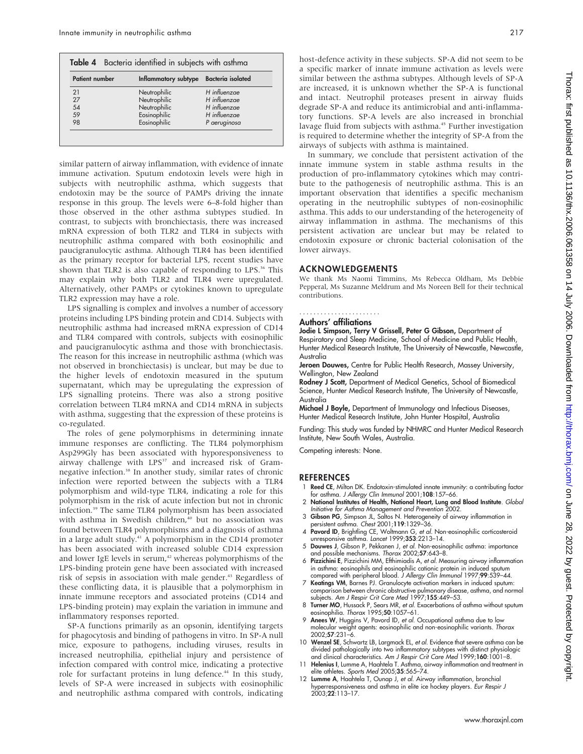**Table 4** Bacteria identified in subjects with asthma

| Patient number | Inflammatory subtype | Bacteria isolated |
|---|---|---|
| 21 | Neutrophilic | *H influenzae* |
| 27 | Neutrophilic | *H influenzae* |
| 54 | Neutrophilic | *H influenzae* |
| 59 | Eosinophilic | *H influenzae* |
| 98 | Eosinophilic | *P aeruginosa* |

similar pattern of airway inflammation, with evidence of innate immune activation. Sputum endotoxin levels were high in subjects with neutrophilic asthma, which suggests that endotoxin may be the source of PAMPs driving the innate response in this group. The levels were 6–8-fold higher than those observed in the other asthma subtypes studied. In contrast, to subjects with bronchiectasis, there was increased mRNA expression of both TLR2 and TLR4 in subjects with neutrophilic asthma compared with both eosinophilic and paucigranulocytic asthma. Although TLR4 has been identified as the primary receptor for bacterial LPS, recent studies have shown that TLR2 is also capable of responding to LPS.[36] This may explain why both TLR2 and TLR4 were upregulated. Alternatively, other PAMPs or cytokines known to upregulate TLR2 expression may have a role.

LPS signalling is complex and involves a number of accessory proteins including LPS binding protein and CD14. Subjects with neutrophilic asthma had increased mRNA expression of CD14 and TLR4 compared with controls, subjects with eosinophilic and paucigranulocytic asthma and those with bronchiectasis. The reason for this increase in neutrophilic asthma (which was not observed in bronchiectasis) is unclear, but may be due to the higher levels of endotoxin measured in the sputum supernatant, which may be upregulating the expression of LPS signalling proteins. There was also a strong positive correlation between TLR4 mRNA and CD14 mRNA in subjects with asthma, suggesting that the expression of these proteins is co-regulated.

The roles of gene polymorphisms in determining innate immune responses are conflicting. The TLR4 polymorphism Asp299Gly has been associated with hyporesponsiveness to airway challenge with LPS[37] and increased risk of Gram-negative infection.[38] In another study, similar rates of chronic infection were reported between the subjects with a TLR4 polymorphism and wild-type TLR4, indicating a role for this polymorphism in the risk of acute infection but not in chronic infection.[39] The same TLR4 polymorphism has been associated with asthma in Swedish children,[40] but no association was found between TLR4 polymorphisms and a diagnosis of asthma in a large adult study.[41] A polymorphism in the CD14 promoter has been associated with increased soluble CD14 expression and lower IgE levels in serum,[42] whereas polymorphisms of the LPS-binding protein gene have been associated with increased risk of sepsis in association with male gender.[43] Regardless of these conflicting data, it is plausible that a polymorphism in innate immune receptors and associated proteins (CD14 and LPS-binding protein) may explain the variation in immune and inflammatory responses reported.

SP-A functions primarily as an opsonin, identifying targets for phagocytosis and binding of pathogens in vitro. In SP-A null mice, exposure to pathogens, including viruses, results in increased neutrophilia, epithelial injury and persistence of infection compared with control mice, indicating a protective role for surfactant proteins in lung defence.[44] In this study, levels of SP-A were increased in subjects with eosinophilic and neutrophilic asthma compared with controls, indicating host-defence activity in these subjects. SP-A did not seem to be a specific marker of innate immune activation as levels were similar between the asthma subtypes. Although levels of SP-A are increased, it is unknown whether the SP-A is functional and intact. Neutrophil proteases present in airway fluids degrade SP-A and reduce its antimicrobial and anti-inflammatory functions. SP-A levels are also increased in bronchial lavage fluid from subjects with asthma.[45] Further investigation is required to determine whether the integrity of SP-A from the airways of subjects with asthma is maintained.

In summary, we conclude that persistent activation of the innate immune system in stable asthma results in the production of pro-inflammatory cytokines which may contribute to the pathogenesis of neutrophilic asthma. This is an important observation that identifies a specific mechanism operating in the neutrophilic subtypes of non-eosinophilic asthma. This adds to our understanding of the heterogeneity of airway inflammation in asthma. The mechanisms of this persistent activation are unclear but may be related to endotoxin exposure or chronic bacterial colonisation of the lower airways.

## ACKNOWLEDGEMENTS

We thank Ms Naomi Timmins, Ms Rebecca Oldham, Ms Debbie Pepperal, Ms Suzanne Meldrum and Ms Noreen Bell for their technical contributions.

### Authors' affiliations

**Jodie L Simpson, Terry V Grissell, Peter G Gibson,** Department of Respiratory and Sleep Medicine, School of Medicine and Public Health, Hunter Medical Research Institute, The University of Newcastle, Newcastle, Australia

**Jeroen Douwes,** Centre for Public Health Research, Massey University, Wellington, New Zealand

**Rodney J Scott,** Department of Medical Genetics, School of Biomedical Science, Hunter Medical Research Institute, The University of Newcastle, Australia

**Michael J Boyle,** Department of Immunology and Infectious Diseases, Hunter Medical Research Institute, John Hunter Hospital, Australia

Funding: This study was funded by NHMRC and Hunter Medical Research Institute, New South Wales, Australia.

Competing interests: None.

## REFERENCES

1. **Reed CE**, Milton DK. Endotoxin-stimulated innate immunity: a contributing factor for asthma. *J Allergy Clin Immunol* 2001;**108**:157–66.
2. **National Institutes of Health, National Heart, Lung and Blood Institute**. *Global Initiative for Asthma Management and Prevention* 2002.
3. **Gibson PG**, Simpson JL, Saltos N. Heterogeneity of airway inflammation in persistent asthma. *Chest* 2001;**119**:1329–36.
4. **Pavord ID**, Brightling CE, Woltmann G, *et al*. Non-eosinophilic corticosteroid unresponsive asthma. *Lancet* 1999;**353**:2213–14.
5. **Douwes J**, Gibson P, Pekkanen J, *et al*. Non-eosinophilic asthma: importance and possible mechanisms. *Thorax* 2002;**57**:643–8.
6. **Pizzichini E**, Pizzichini MM, Efthimiadis A, *et al*. Measuring airway inflammation in asthma: eosinophils and eosinophilic cationic protein in induced sputum compared with peripheral blood. *J Allergy Clin Immunol* 1997;**99**:539–44.
7. **Keatings VM**, Barnes PJ. Granulocyte activation markers in induced sputum: comparison between chronic obstructive pulmonary disease, asthma, and normal subjects. *Am J Respir Crit Care Med* 1997;**155**:449–53.
8. **Turner MO**, Hussack P, Sears MR, *et al*. Exacerbations of asthma without sputum eosinophilia. *Thorax* 1995;**50**:1057–61.
9. **Anees W**, Huggins V, Pavord ID, *et al*. Occupational asthma due to low molecular weight agents: eosinophilic and non-eosinophilic variants. *Thorax* 2002;**57**:231–6.
10. **Wenzel SE**, Schwartz LB, Largmack EL, *et al*. Evidence that severe asthma can be divided pathologically into two inflammatory subtypes with distinct physiologic and clinical characteristics. *Am J Respir Crit Care Med* 1999;**160**:1001–8.
11. **Helenius I**, Lumme A, Haahtela T. Asthma, airway inflammation and treatment in elite athletes. *Sports Med* 2005;**35**:565–74.
12. **Lumme A**, Haahtela T, Ounap J, *et al*. Airway inflammation, bronchial hyperresponsiveness and asthma in elite ice hockey players. *Eur Respir J* 2003;**22**:113–17.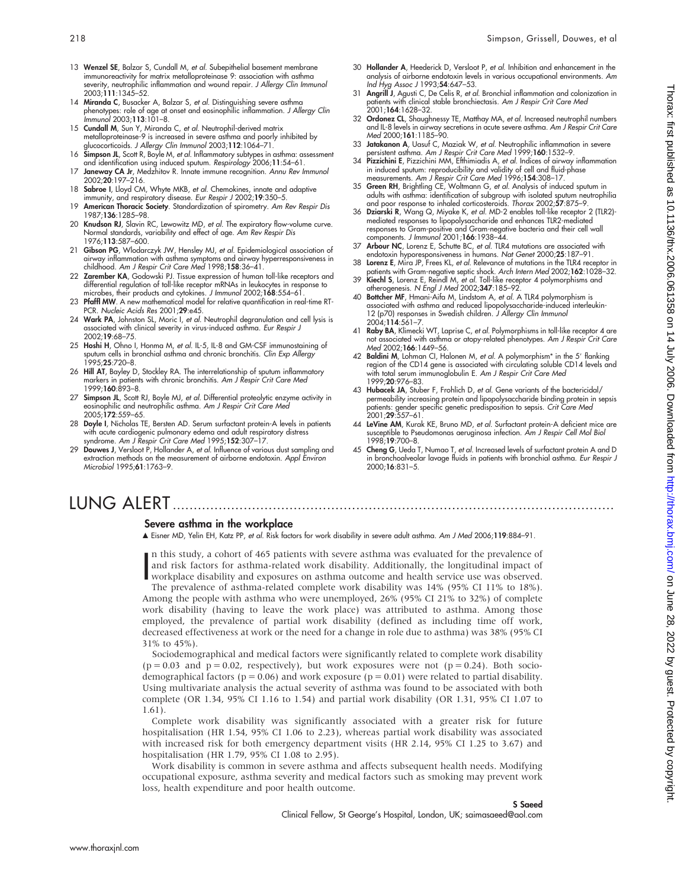13 **Wenzel SE**, Balzar S, Cundall M, *et al*. Subepithelial basement membrane immunoreactivity for matrix metalloproteinase 9: association with asthma severity, neutrophilic inflammation and wound repair. *J Allergy Clin Immunol* 2003;**111**:1345–52.

14 **Miranda C**, Busacker A, Balzar S, *et al*. Distinguishing severe asthma phenotypes: role of age at onset and eosinophilic inflammation. *J Allergy Clin Immunol* 2003;**113**:101–8.

15 **Cundall M**, Sun Y, Miranda C, *et al*. Neutrophil-derived matrix metalloproteinase-9 is increased in severe asthma and poorly inhibited by glucocorticoids. *J Allergy Clin Immunol* 2003;**112**:1064–71.

16 **Simpson JL**, Scott R, Boyle M, *et al*. Inflammatory subtypes in asthma: assessment and identification using induced sputum. *Respirology* 2006;**11**:54–61.

17 **Janeway CA Jr**, Medzhitov R. Innate immune recognition. *Annu Rev Immunol* 2002;**20**:197–216.

18 **Sabroe I**, Lloyd CM, Whyte MKB, *et al*. Chemokines, innate and adaptive immunity, and respiratory disease. *Eur Respir J* 2002;**19**:350–5.

19 **American Thoracic Society**. Standardization of spirometry. *Am Rev Respir Dis* 1987;**136**:1285–98.

20 **Knudson RJ**, Slavin RC, Lewowitz MD, *et al*. The expiratory flow-volume curve. Normal standards, variability and effect of age. *Am Rev Respir Dis* 1976;**113**:587–600.

21 **Gibson PG**, Wlodarczyk JW, Hensley MJ, *et al*. Epidemiological association of airway inflammation with asthma symptoms and airway hyperresponsiveness in childhood. *Am J Respir Crit Care Med* 1998;**158**:36–41.

22 **Zarember KA**, Godowski PJ. Tissue expression of human toll-like receptors and differential regulation of toll-like receptor mRNAs in leukocytes in response to microbes, their products and cytokines. *J Immunol* 2002;**168**:554–61.

23 **Pfaffl MW**. A new mathematical model for relative quantification in real-time RT-PCR. *Nucleic Acids Res* 2001;**29**:e45.

24 **Wark PA**, Johnston SL, Moric I, *et al*. Neutrophil degranulation and cell lysis is associated with clinical severity in virus-induced asthma. *Eur Respir J* 2002;**19**:68–75.

25 **Hoshi H**, Ohno I, Honma M, *et al*. IL-5, IL-8 and GM-CSF immunostaining of sputum cells in bronchial asthma and chronic bronchitis. *Clin Exp Allergy* 1995;**25**:720–8.

26 **Hill AT**, Bayley D, Stockley RA. The interrelationship of sputum inflammatory markers in patients with chronic bronchitis. *Am J Respir Crit Care Med* 1999;**160**:893–8.

27 **Simpson JL**, Scott RJ, Boyle MJ, *et al*. Differential proteolytic enzyme activity in eosinophilic and neutrophilic asthma. *Am J Respir Crit Care Med* 2005;**172**:559–65.

28 **Doyle I**, Nicholas TE, Bersten AD. Serum surfactant protein-A levels in patients with acute cardiogenic pulmonary edema and adult respiratory distress syndrome. *Am J Respir Crit Care Med* 1995;**152**:307–17.

29 **Douwes J**, Versloot P, Hollander A, *et al*. Influence of various dust sampling and extraction methods on the measurement of airborne endotoxin. *Appl Environ Microbiol* 1995;**61**:1763–9.

30 **Hollander A**, Heederick D, Versloot P, *et al*. Inhibition and enhancement in the analysis of airborne endotoxin levels in various occupational environments. *Am Ind Hyg Assoc J* 1993;**54**:647–53.

31 **Angrill J**, Agusti C, De Celis R, *et al*. Bronchial inflammation and colonization in patients with clinical stable bronchiectasis. *Am J Respir Crit Care Med* 2001;**164**:1628–32.

32 **Ordonez CL**, Shaughnessy TE, Matthay MA, *et al*. Increased neutrophil numbers and IL-8 levels in airway secretions in acute severe asthma. *Am J Respir Crit Care Med* 2000;**161**:1185–90.

33 **Jatakanon A**, Uasuf C, Maziak W, *et al*. Neutrophilic inflammation in severe persistent asthma. *Am J Respir Crit Care Med* 1999;**160**:1532–9.

34 **Pizzichini E**, Pizzichini MM, Efthimiadis A, *et al*. Indices of airway inflammation in induced sputum: reproducibility and validity of cell and fluid-phase measurements. *Am J Respir Crit Care Med* 1996;**154**:308–17.

35 **Green RH**, Brightling CE, Woltmann G, *et al*. Analysis of induced sputum in adults with asthma: identification of subgroup with isolated sputum neutrophilia and poor response to inhaled corticosteroids. *Thorax* 2002;**57**:875–9.

36 **Dziarski R**, Wang Q, Miyake K, *et al*. MD-2 enables toll-like receptor 2 (TLR2)-mediated responses to lipopolysaccharide and enhances TLR2-mediated responses to Gram-positive and Gram-negative bacteria and their cell wall components. *J Immunol* 2001;**166**:1938–44.

37 **Arbour NC**, Lorenz E, Schutte BC, *et al*. TLR4 mutations are associated with endotoxin hyporesponsiveness in humans. *Nat Genet* 2000;**25**:187–91.

38 **Lorenz E**, Mira JP, Frees KL, *et al*. Relevance of mutations in the TLR4 receptor in patients with Gram-negative septic shock. *Arch Intern Med* 2002;**162**:1028–32.

39 **Kiechl S**, Lorenz E, Reindl M, *et al*. Toll-like receptor 4 polymorphisms and atherogenesis. *N Engl J Med* 2002;**347**:185–92.

40 **Bottcher MF**, Hmani-Aifa M, Lindstom A, *et al*. A TLR4 polymorphism is associated with asthma and reduced lipopolysaccharide-induced interleukin-12 (p70) responses in Swedish children. *J Allergy Clin Immunol* 2004;**114**:561–7.

41 **Raby BA**, Klimecki WT, Laprise C, *et al*. Polymorphisms in toll-like receptor 4 are not associated with asthma or atopy-related phenotypes. *Am J Respir Crit Care Med* 2002;**166**:1449–56.

42 **Baldini M**, Lohman CI, Halonen M, *et al*. A polymorphism* in the 5′ flanking region of the CD14 gene is associated with circulating soluble CD14 levels and with total serum immunoglobulin E. *Am J Respir Crit Care Med* 1999;**20**:976–83.

43 **Hubacek JA**, Stuber F, Frohlich D, *et al*. Gene variants of the bactericidal/permeability increasing protein and lipopolysaccharide binding protein in sepsis patients: gender specific genetic predisposition to sepsis. *Crit Care Med* 2001;**29**:557–61.

44 **LeVine AM**, Kurak KE, Bruno MD, *et al*. Surfactant protein-A deficient mice are susceptible to Pseudomonas aeruginosa infection. *Am J Respir Cell Mol Biol* 1998;**19**:700–8.

45 **Cheng G**, Ueda T, Numao T, *et al*. Increased levels of surfactant protein A and D in bronchoalveolar lavage fluids in patients with bronchial asthma. *Eur Respir J* 2000;**16**:831–5.

# LUNG ALERT

## Severe asthma in the workplace

▲ Eisner MD, Yelin EH, Katz PP, *et al*. Risk factors for work disability in severe adult asthma. *Am J Med* 2006;**119**:884–91.

In this study, a cohort of 465 patients with severe asthma was evaluated for the prevalence of and risk factors for asthma-related work disability. Additionally, the longitudinal impact of workplace disability and exposures on asthma outcome and health service use was observed.

The prevalence of asthma-related complete work disability was 14% (95% CI 11% to 18%). Among the people with asthma who were unemployed, 26% (95% CI 21% to 32%) of complete work disability (having to leave the work place) was attributed to asthma. Among those employed, the prevalence of partial work disability (defined as including time off work, decreased effectiveness at work or the need for a change in role due to asthma) was 38% (95% CI 31% to 45%).

Sociodemographical and medical factors were significantly related to complete work disability ($p = 0.03$ and $p = 0.02$, respectively), but work exposures were not ($p = 0.24$). Both sociodemographical factors ($p = 0.06$) and work exposure ($p = 0.01$) were related to partial disability. Using multivariate analysis the actual severity of asthma was found to be associated with both complete (OR 1.34, 95% CI 1.16 to 1.54) and partial work disability (OR 1.31, 95% CI 1.07 to 1.61).

Complete work disability was significantly associated with a greater risk for future hospitalisation (HR 1.54, 95% CI 1.06 to 2.23), whereas partial work disability was associated with increased risk for both emergency department visits (HR 2.14, 95% CI 1.25 to 3.67) and hospitalisation (HR 1.79, 95% CI 1.08 to 2.95).

Work disability is common in severe asthma and affects subsequent health needs. Modifying occupational exposure, asthma severity and medical factors such as smoking may prevent work loss, health expenditure and poor health outcome.

**S Saeed**

Clinical Fellow, St George's Hospital, London, UK; saimasaeed@aol.com